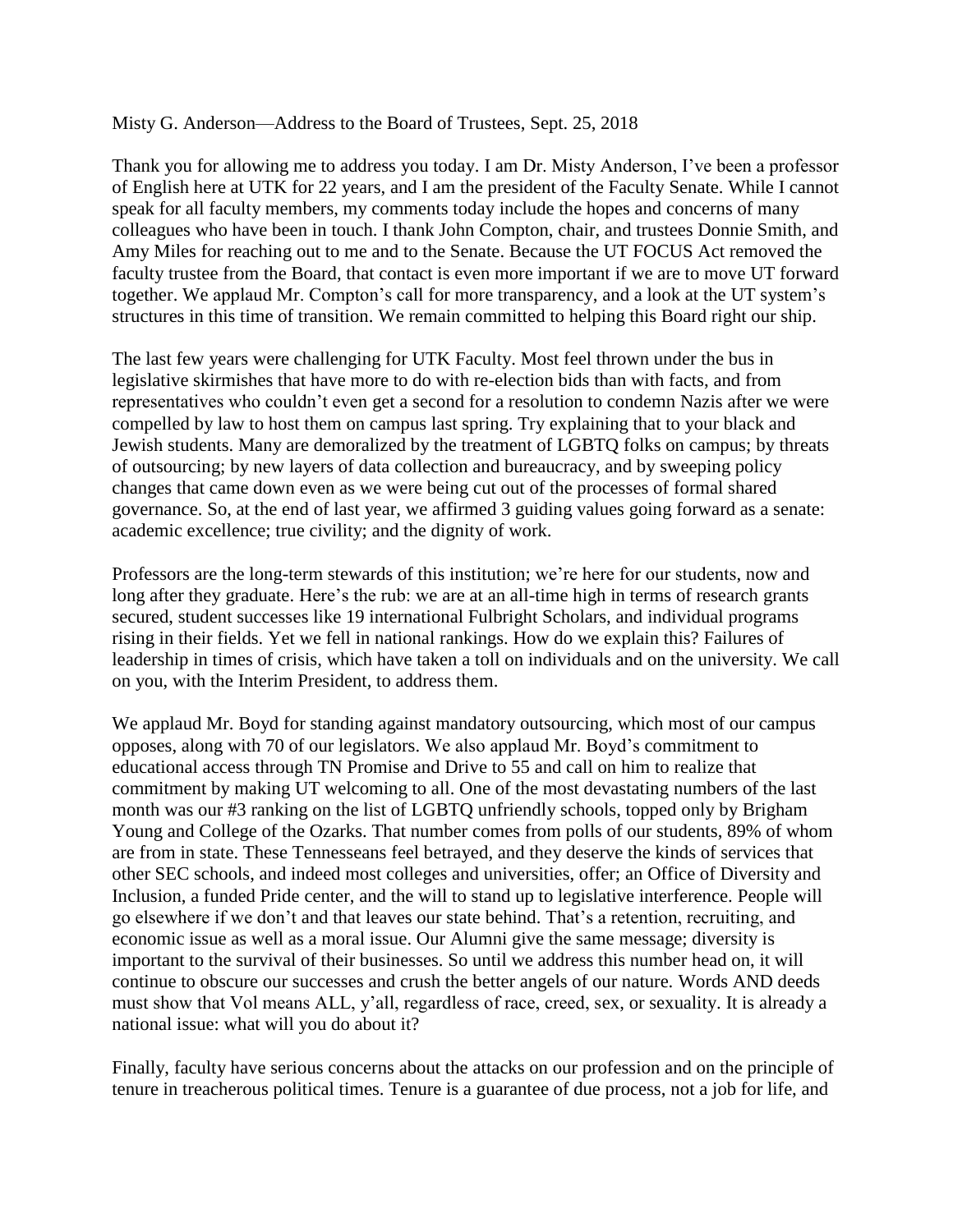Misty G. Anderson—Address to the Board of Trustees, Sept. 25, 2018

Thank you for allowing me to address you today. I am Dr. Misty Anderson, I've been a professor of English here at UTK for 22 years, and I am the president of the Faculty Senate. While I cannot speak for all faculty members, my comments today include the hopes and concerns of many colleagues who have been in touch. I thank John Compton, chair, and trustees Donnie Smith, and Amy Miles for reaching out to me and to the Senate. Because the UT FOCUS Act removed the faculty trustee from the Board, that contact is even more important if we are to move UT forward together. We applaud Mr. Compton's call for more transparency, and a look at the UT system's structures in this time of transition. We remain committed to helping this Board right our ship.

The last few years were challenging for UTK Faculty. Most feel thrown under the bus in legislative skirmishes that have more to do with re-election bids than with facts, and from representatives who couldn't even get a second for a resolution to condemn Nazis after we were compelled by law to host them on campus last spring. Try explaining that to your black and Jewish students. Many are demoralized by the treatment of LGBTQ folks on campus; by threats of outsourcing; by new layers of data collection and bureaucracy, and by sweeping policy changes that came down even as we were being cut out of the processes of formal shared governance. So, at the end of last year, we affirmed 3 guiding values going forward as a senate: academic excellence; true civility; and the dignity of work.

Professors are the long-term stewards of this institution; we're here for our students, now and long after they graduate. Here's the rub: we are at an all-time high in terms of research grants secured, student successes like 19 international Fulbright Scholars, and individual programs rising in their fields. Yet we fell in national rankings. How do we explain this? Failures of leadership in times of crisis, which have taken a toll on individuals and on the university. We call on you, with the Interim President, to address them.

We applaud Mr. Boyd for standing against mandatory outsourcing, which most of our campus opposes, along with 70 of our legislators. We also applaud Mr. Boyd's commitment to educational access through TN Promise and Drive to 55 and call on him to realize that commitment by making UT welcoming to all. One of the most devastating numbers of the last month was our #3 ranking on the list of LGBTQ unfriendly schools, topped only by Brigham Young and College of the Ozarks. That number comes from polls of our students, 89% of whom are from in state. These Tennesseans feel betrayed, and they deserve the kinds of services that other SEC schools, and indeed most colleges and universities, offer; an Office of Diversity and Inclusion, a funded Pride center, and the will to stand up to legislative interference. People will go elsewhere if we don't and that leaves our state behind. That's a retention, recruiting, and economic issue as well as a moral issue. Our Alumni give the same message; diversity is important to the survival of their businesses. So until we address this number head on, it will continue to obscure our successes and crush the better angels of our nature. Words AND deeds must show that Vol means ALL, y'all, regardless of race, creed, sex, or sexuality. It is already a national issue: what will you do about it?

Finally, faculty have serious concerns about the attacks on our profession and on the principle of tenure in treacherous political times. Tenure is a guarantee of due process, not a job for life, and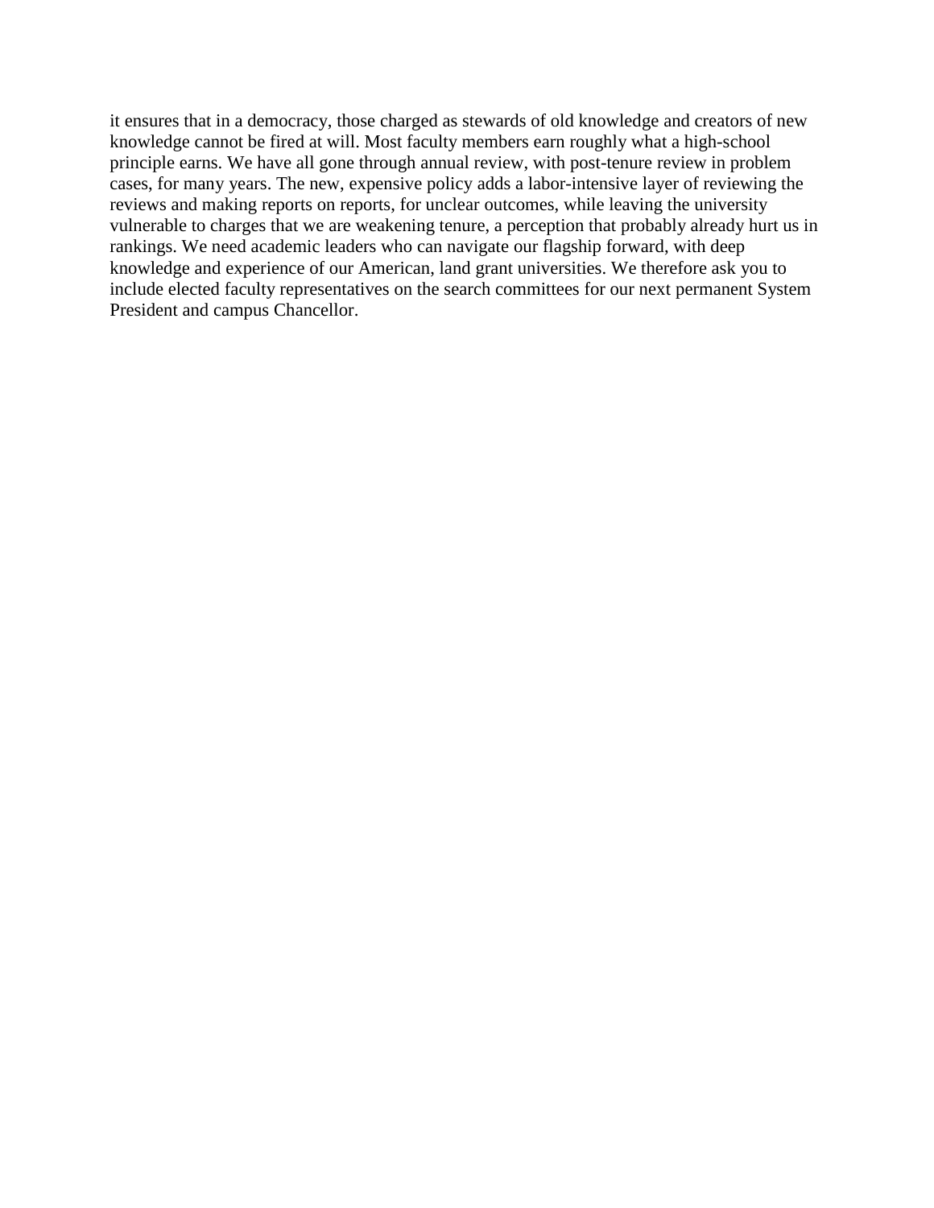it ensures that in a democracy, those charged as stewards of old knowledge and creators of new knowledge cannot be fired at will. Most faculty members earn roughly what a high-school principle earns. We have all gone through annual review, with post-tenure review in problem cases, for many years. The new, expensive policy adds a labor-intensive layer of reviewing the reviews and making reports on reports, for unclear outcomes, while leaving the university vulnerable to charges that we are weakening tenure, a perception that probably already hurt us in rankings. We need academic leaders who can navigate our flagship forward, with deep knowledge and experience of our American, land grant universities. We therefore ask you to include elected faculty representatives on the search committees for our next permanent System President and campus Chancellor.